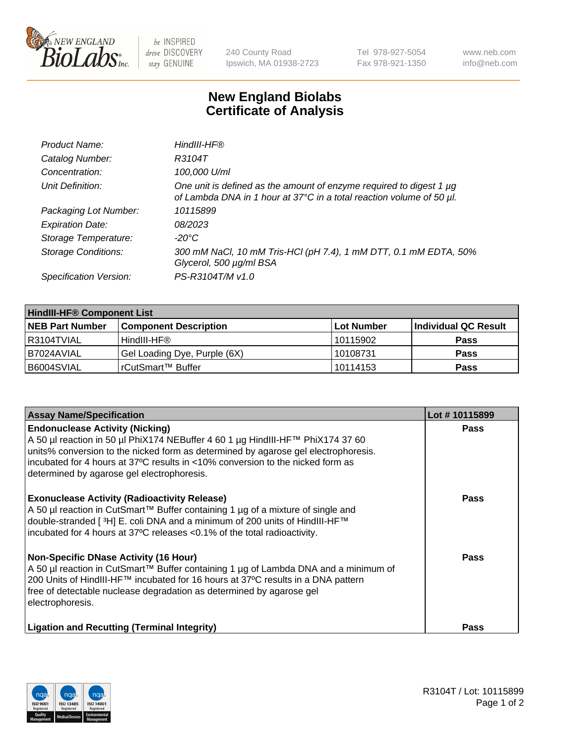New England Biolabs Inc. — be INSPIRED drive DISCOVERY stay GENUINE

240 County Road
Ipswich, MA 01938-2723

Tel 978-927-5054
Fax 978-921-1350

www.neb.com
info@neb.com

# New England Biolabs Certificate of Analysis

| | |
|---|---|
| *Product Name:* | *HindIII-HF®* |
| *Catalog Number:* | *R3104T* |
| *Concentration:* | *100,000 U/ml* |
| *Unit Definition:* | *One unit is defined as the amount of enzyme required to digest 1 µg of Lambda DNA in 1 hour at 37°C in a total reaction volume of 50 µl.* |
| *Packaging Lot Number:* | *10115899* |
| *Expiration Date:* | *08/2023* |
| *Storage Temperature:* | *-20°C* |
| *Storage Conditions:* | *300 mM NaCl, 10 mM Tris-HCl (pH 7.4), 1 mM DTT, 0.1 mM EDTA, 50% Glycerol, 500 µg/ml BSA* |
| *Specification Version:* | *PS-R3104T/M v1.0* |

| **HindIII-HF® Component List** | | | |
|---|---|---|---|
| **NEB Part Number** | **Component Description** | **Lot Number** | **Individual QC Result** |
| R3104TVIAL | HindIII-HF® | 10115902 | **Pass** |
| B7024AVIAL | Gel Loading Dye, Purple (6X) | 10108731 | **Pass** |
| B6004SVIAL | rCutSmart™ Buffer | 10114153 | **Pass** |

| **Assay Name/Specification** | **Lot # 10115899** |
|---|---|
| **Endonuclease Activity (Nicking)**<br>A 50 µl reaction in 50 µl PhiX174 NEBuffer 4 60 1 µg HindIII-HF™ PhiX174 37 60 units% conversion to the nicked form as determined by agarose gel electrophoresis. incubated for 4 hours at 37ºC results in <10% conversion to the nicked form as determined by agarose gel electrophoresis. | **Pass** |
| **Exonuclease Activity (Radioactivity Release)**<br>A 50 µl reaction in CutSmart™ Buffer containing 1 µg of a mixture of single and double-stranded [ ³H] E. coli DNA and a minimum of 200 units of HindIII-HF™ incubated for 4 hours at 37ºC releases <0.1% of the total radioactivity. | **Pass** |
| **Non-Specific DNase Activity (16 Hour)**<br>A 50 µl reaction in CutSmart™ Buffer containing 1 µg of Lambda DNA and a minimum of 200 Units of HindIII-HF™ incubated for 16 hours at 37ºC results in a DNA pattern free of detectable nuclease degradation as determined by agarose gel electrophoresis. | **Pass** |
| **Ligation and Recutting (Terminal Integrity)** | **Pass** |

R3104T / Lot: 10115899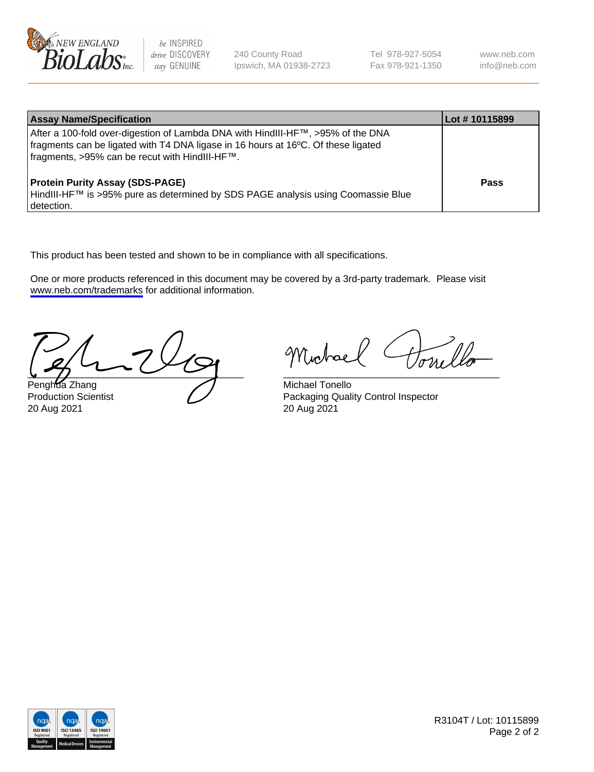| Assay Name/Specification | Lot # 10115899 |
| --- | --- |
| After a 100-fold over-digestion of Lambda DNA with HindIII-HF™, >95% of the DNA fragments can be ligated with T4 DNA ligase in 16 hours at 16ºC. Of these ligated fragments, >95% can be recut with HindIII-HF™. | |
| **Protein Purity Assay (SDS-PAGE)** HindIII-HF™ is >95% pure as determined by SDS PAGE analysis using Coomassie Blue detection. | **Pass** |

This product has been tested and shown to be in compliance with all specifications.

One or more products referenced in this document may be covered by a 3rd-party trademark. Please visit www.neb.com/trademarks for additional information.

Penghua Zhang
Production Scientist
20 Aug 2021

Michael Tonello
Packaging Quality Control Inspector
20 Aug 2021

R3104T / Lot: 10115899